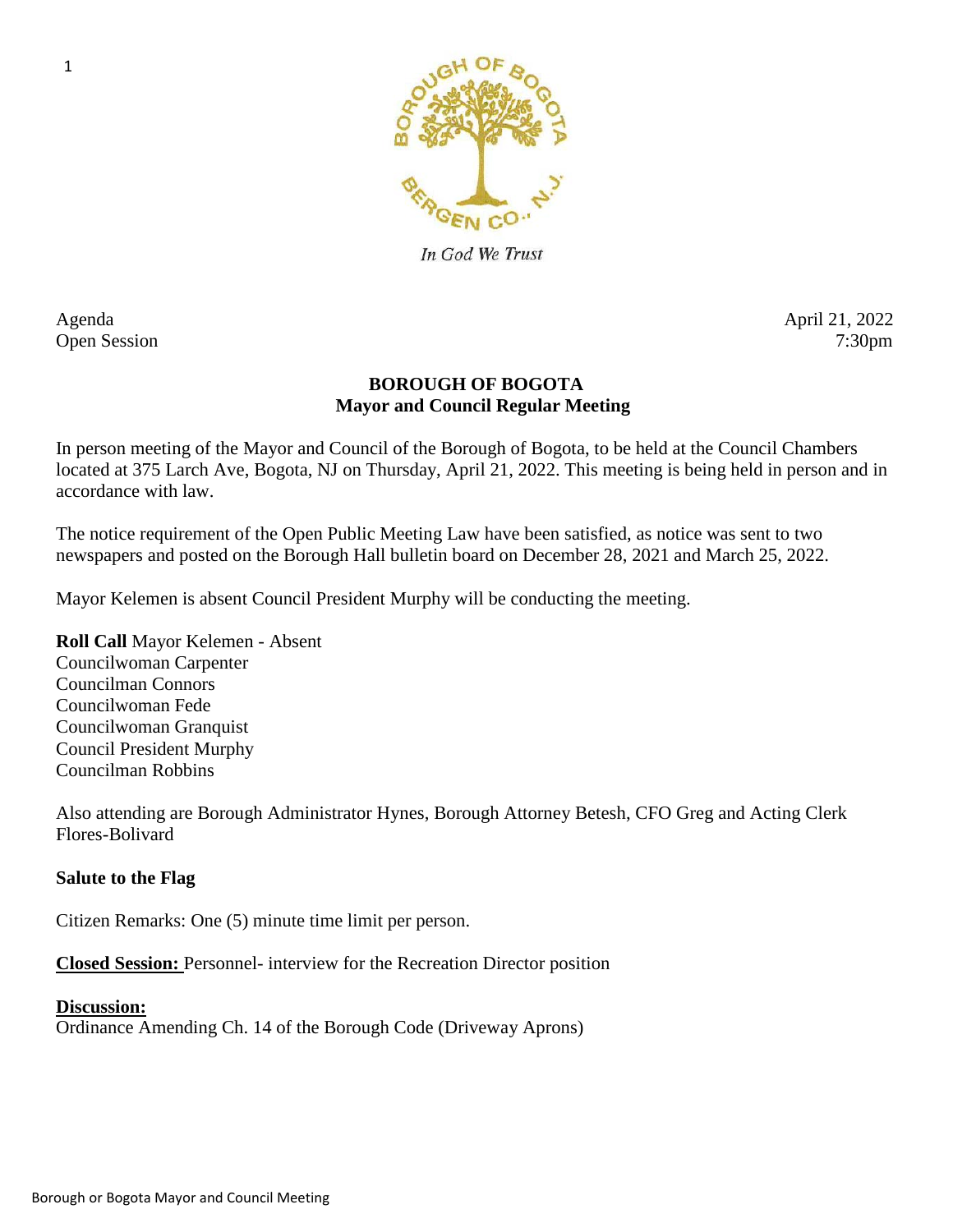In God We Trust

Agenda
Open Session

April 21, 2022
7:30pm

**BOROUGH OF BOGOTA**
**Mayor and Council Regular Meeting**

In person meeting of the Mayor and Council of the Borough of Bogota, to be held at the Council Chambers located at 375 Larch Ave, Bogota, NJ on Thursday, April 21, 2022. This meeting is being held in person and in accordance with law.

The notice requirement of the Open Public Meeting Law have been satisfied, as notice was sent to two newspapers and posted on the Borough Hall bulletin board on December 28, 2021 and March 25, 2022.

Mayor Kelemen is absent Council President Murphy will be conducting the meeting.

**Roll Call** Mayor Kelemen - Absent
Councilwoman Carpenter
Councilman Connors
Councilwoman Fede
Councilwoman Granquist
Council President Murphy
Councilman Robbins

Also attending are Borough Administrator Hynes, Borough Attorney Betesh, CFO Greg and Acting Clerk Flores-Bolivard

**Salute to the Flag**

Citizen Remarks: One (5) minute time limit per person.

**Closed Session:** Personnel- interview for the Recreation Director position

**Discussion:**
Ordinance Amending Ch. 14 of the Borough Code (Driveway Aprons)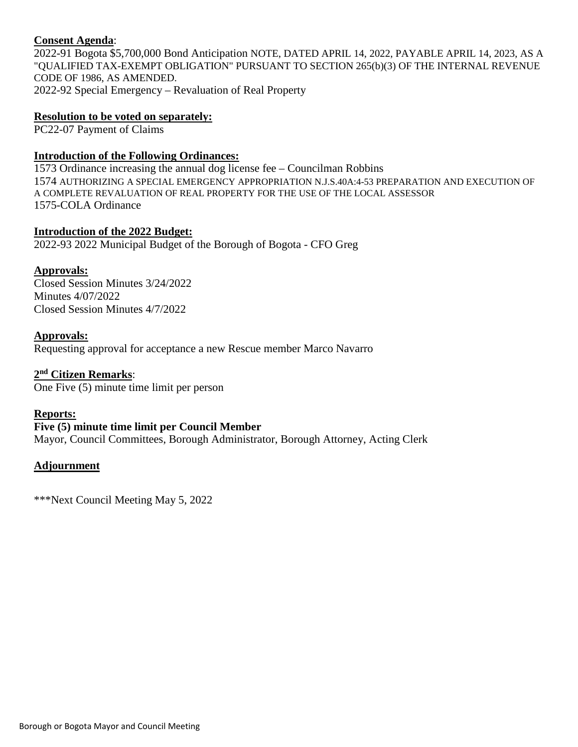**Consent Agenda**:

2022-91 Bogota $5,700,000 Bond Anticipation NOTE, DATED APRIL 14, 2022, PAYABLE APRIL 14, 2023, AS A "QUALIFIED TAX-EXEMPT OBLIGATION" PURSUANT TO SECTION 265(b)(3) OF THE INTERNAL REVENUE CODE OF 1986, AS AMENDED.

2022-92 Special Emergency – Revaluation of Real Property

**Resolution to be voted on separately:**

PC22-07 Payment of Claims

**Introduction of the Following Ordinances:**

1573 Ordinance increasing the annual dog license fee – Councilman Robbins

1574 AUTHORIZING A SPECIAL EMERGENCY APPROPRIATION N.J.S.40A:4-53 PREPARATION AND EXECUTION OF A COMPLETE REVALUATION OF REAL PROPERTY FOR THE USE OF THE LOCAL ASSESSOR

1575-COLA Ordinance

**Introduction of the 2022 Budget:**

2022-93 2022 Municipal Budget of the Borough of Bogota - CFO Greg

**Approvals:**

Closed Session Minutes 3/24/2022

Minutes 4/07/2022

Closed Session Minutes 4/7/2022

**Approvals:**

Requesting approval for acceptance a new Rescue member Marco Navarro

**2nd Citizen Remarks**:

One Five (5) minute time limit per person

**Reports:**

**Five (5) minute time limit per Council Member**

Mayor, Council Committees, Borough Administrator, Borough Attorney, Acting Clerk

**Adjournment**

***Next Council Meeting May 5, 2022